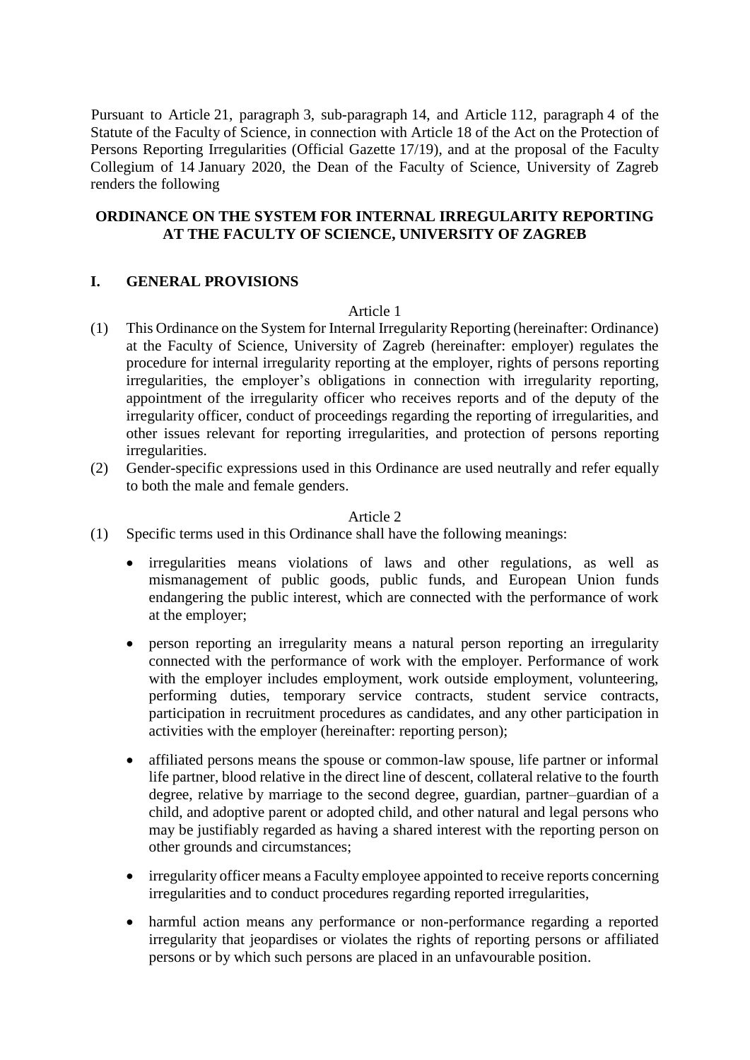Pursuant to Article 21, paragraph 3, sub-paragraph 14, and Article 112, paragraph 4 of the Statute of the Faculty of Science, in connection with Article 18 of the Act on the Protection of Persons Reporting Irregularities (Official Gazette 17/19), and at the proposal of the Faculty Collegium of 14 January 2020, the Dean of the Faculty of Science, University of Zagreb renders the following

# ORDINANCE ON THE SYSTEM FOR INTERNAL IRREGULARITY REPORTING AT THE FACULTY OF SCIENCE, UNIVERSITY OF ZAGREB

## I. GENERAL PROVISIONS

Article 1

(1) This Ordinance on the System for Internal Irregularity Reporting (hereinafter: Ordinance) at the Faculty of Science, University of Zagreb (hereinafter: employer) regulates the procedure for internal irregularity reporting at the employer, rights of persons reporting irregularities, the employer's obligations in connection with irregularity reporting, appointment of the irregularity officer who receives reports and of the deputy of the irregularity officer, conduct of proceedings regarding the reporting of irregularities, and other issues relevant for reporting irregularities, and protection of persons reporting irregularities.

(2) Gender-specific expressions used in this Ordinance are used neutrally and refer equally to both the male and female genders.

Article 2

(1) Specific terms used in this Ordinance shall have the following meanings:

- irregularities means violations of laws and other regulations, as well as mismanagement of public goods, public funds, and European Union funds endangering the public interest, which are connected with the performance of work at the employer;
- person reporting an irregularity means a natural person reporting an irregularity connected with the performance of work with the employer. Performance of work with the employer includes employment, work outside employment, volunteering, performing duties, temporary service contracts, student service contracts, participation in recruitment procedures as candidates, and any other participation in activities with the employer (hereinafter: reporting person);
- affiliated persons means the spouse or common-law spouse, life partner or informal life partner, blood relative in the direct line of descent, collateral relative to the fourth degree, relative by marriage to the second degree, guardian, partner–guardian of a child, and adoptive parent or adopted child, and other natural and legal persons who may be justifiably regarded as having a shared interest with the reporting person on other grounds and circumstances;
- irregularity officer means a Faculty employee appointed to receive reports concerning irregularities and to conduct procedures regarding reported irregularities,
- harmful action means any performance or non-performance regarding a reported irregularity that jeopardises or violates the rights of reporting persons or affiliated persons or by which such persons are placed in an unfavourable position.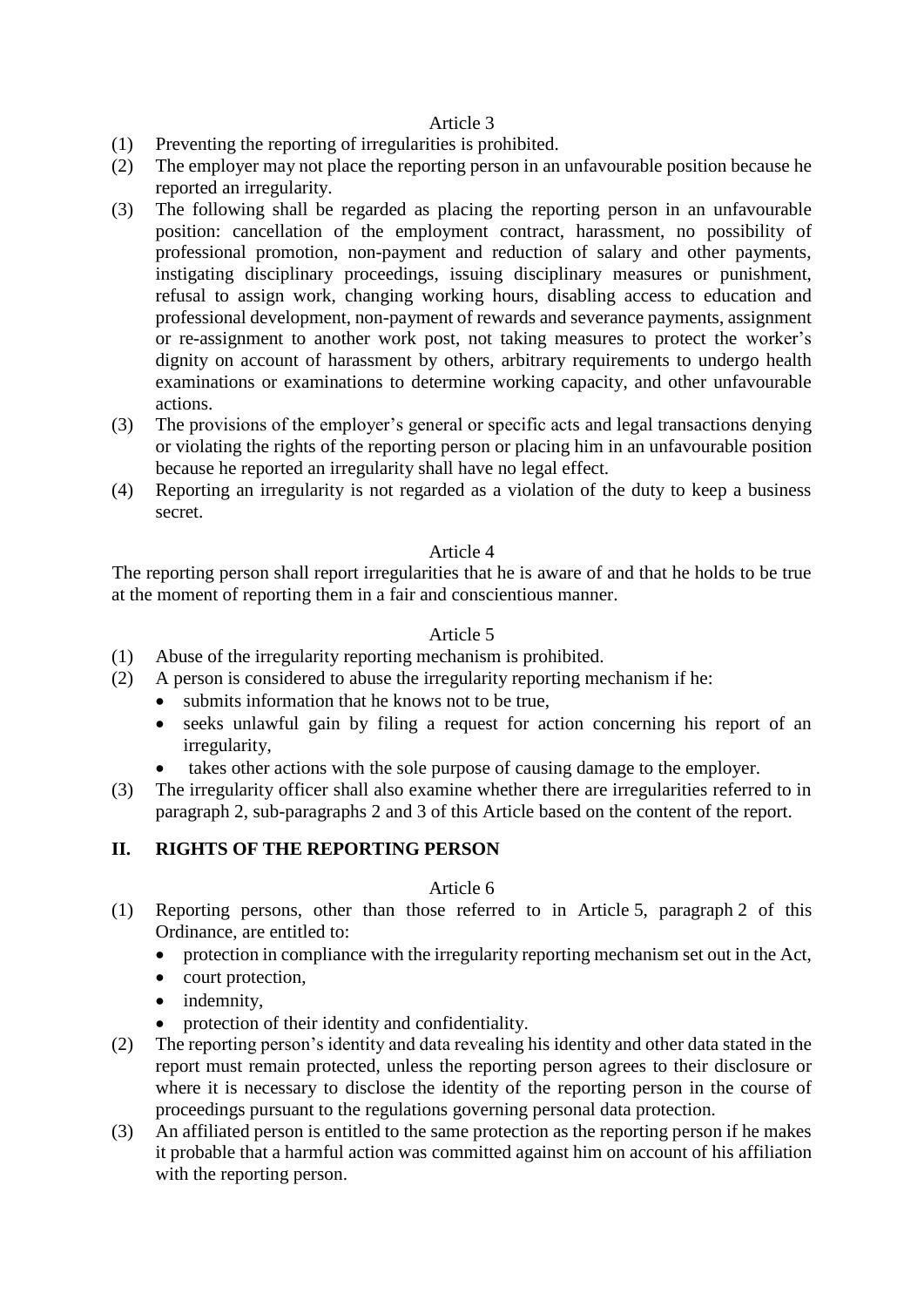Article 3

(1) Preventing the reporting of irregularities is prohibited.
(2) The employer may not place the reporting person in an unfavourable position because he reported an irregularity.
(3) The following shall be regarded as placing the reporting person in an unfavourable position: cancellation of the employment contract, harassment, no possibility of professional promotion, non-payment and reduction of salary and other payments, instigating disciplinary proceedings, issuing disciplinary measures or punishment, refusal to assign work, changing working hours, disabling access to education and professional development, non-payment of rewards and severance payments, assignment or re-assignment to another work post, not taking measures to protect the worker's dignity on account of harassment by others, arbitrary requirements to undergo health examinations or examinations to determine working capacity, and other unfavourable actions.
(3) The provisions of the employer's general or specific acts and legal transactions denying or violating the rights of the reporting person or placing him in an unfavourable position because he reported an irregularity shall have no legal effect.
(4) Reporting an irregularity is not regarded as a violation of the duty to keep a business secret.

Article 4

The reporting person shall report irregularities that he is aware of and that he holds to be true at the moment of reporting them in a fair and conscientious manner.

Article 5

(1) Abuse of the irregularity reporting mechanism is prohibited.
(2) A person is considered to abuse the irregularity reporting mechanism if he:
    - submits information that he knows not to be true,
    - seeks unlawful gain by filing a request for action concerning his report of an irregularity,
    - takes other actions with the sole purpose of causing damage to the employer.
(3) The irregularity officer shall also examine whether there are irregularities referred to in paragraph 2, sub-paragraphs 2 and 3 of this Article based on the content of the report.

## II. RIGHTS OF THE REPORTING PERSON

Article 6

(1) Reporting persons, other than those referred to in Article 5, paragraph 2 of this Ordinance, are entitled to:
    - protection in compliance with the irregularity reporting mechanism set out in the Act,
    - court protection,
    - indemnity,
    - protection of their identity and confidentiality.
(2) The reporting person's identity and data revealing his identity and other data stated in the report must remain protected, unless the reporting person agrees to their disclosure or where it is necessary to disclose the identity of the reporting person in the course of proceedings pursuant to the regulations governing personal data protection.
(3) An affiliated person is entitled to the same protection as the reporting person if he makes it probable that a harmful action was committed against him on account of his affiliation with the reporting person.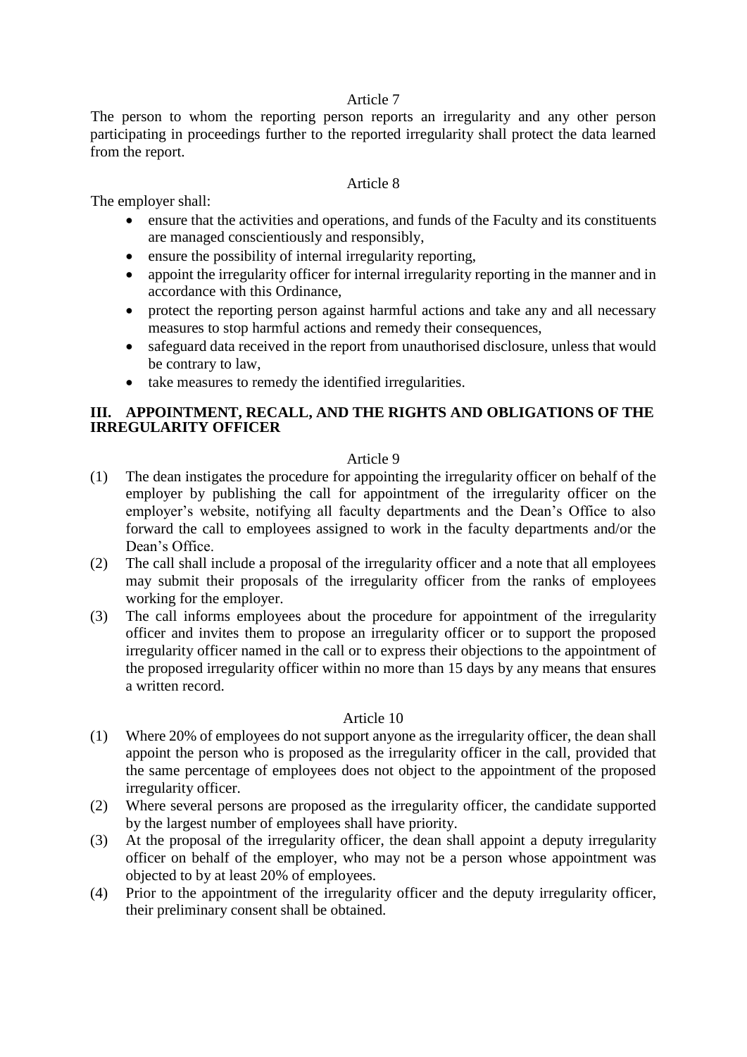Article 7

The person to whom the reporting person reports an irregularity and any other person participating in proceedings further to the reported irregularity shall protect the data learned from the report.

Article 8

The employer shall:

- ensure that the activities and operations, and funds of the Faculty and its constituents are managed conscientiously and responsibly,
- ensure the possibility of internal irregularity reporting,
- appoint the irregularity officer for internal irregularity reporting in the manner and in accordance with this Ordinance,
- protect the reporting person against harmful actions and take any and all necessary measures to stop harmful actions and remedy their consequences,
- safeguard data received in the report from unauthorised disclosure, unless that would be contrary to law,
- take measures to remedy the identified irregularities.

## III. APPOINTMENT, RECALL, AND THE RIGHTS AND OBLIGATIONS OF THE IRREGULARITY OFFICER

Article 9

(1) The dean instigates the procedure for appointing the irregularity officer on behalf of the employer by publishing the call for appointment of the irregularity officer on the employer's website, notifying all faculty departments and the Dean's Office to also forward the call to employees assigned to work in the faculty departments and/or the Dean's Office.

(2) The call shall include a proposal of the irregularity officer and a note that all employees may submit their proposals of the irregularity officer from the ranks of employees working for the employer.

(3) The call informs employees about the procedure for appointment of the irregularity officer and invites them to propose an irregularity officer or to support the proposed irregularity officer named in the call or to express their objections to the appointment of the proposed irregularity officer within no more than 15 days by any means that ensures a written record.

Article 10

(1) Where 20% of employees do not support anyone as the irregularity officer, the dean shall appoint the person who is proposed as the irregularity officer in the call, provided that the same percentage of employees does not object to the appointment of the proposed irregularity officer.

(2) Where several persons are proposed as the irregularity officer, the candidate supported by the largest number of employees shall have priority.

(3) At the proposal of the irregularity officer, the dean shall appoint a deputy irregularity officer on behalf of the employer, who may not be a person whose appointment was objected to by at least 20% of employees.

(4) Prior to the appointment of the irregularity officer and the deputy irregularity officer, their preliminary consent shall be obtained.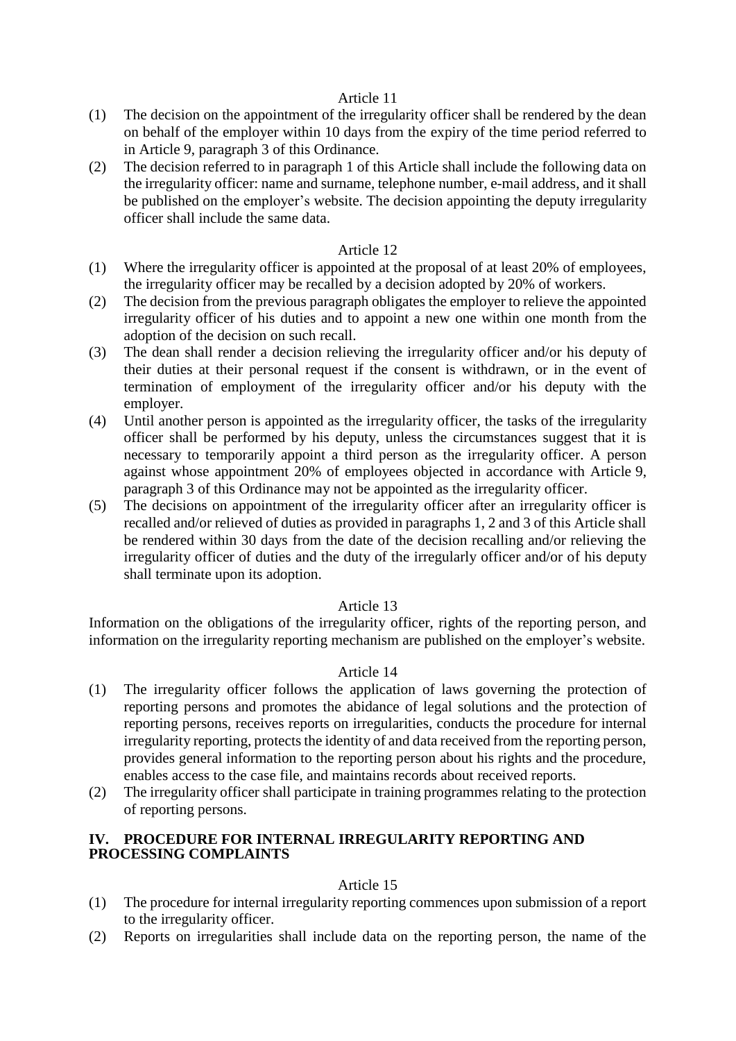Article 11

(1) The decision on the appointment of the irregularity officer shall be rendered by the dean on behalf of the employer within 10 days from the expiry of the time period referred to in Article 9, paragraph 3 of this Ordinance.

(2) The decision referred to in paragraph 1 of this Article shall include the following data on the irregularity officer: name and surname, telephone number, e-mail address, and it shall be published on the employer's website. The decision appointing the deputy irregularity officer shall include the same data.

Article 12

(1) Where the irregularity officer is appointed at the proposal of at least 20% of employees, the irregularity officer may be recalled by a decision adopted by 20% of workers.

(2) The decision from the previous paragraph obligates the employer to relieve the appointed irregularity officer of his duties and to appoint a new one within one month from the adoption of the decision on such recall.

(3) The dean shall render a decision relieving the irregularity officer and/or his deputy of their duties at their personal request if the consent is withdrawn, or in the event of termination of employment of the irregularity officer and/or his deputy with the employer.

(4) Until another person is appointed as the irregularity officer, the tasks of the irregularity officer shall be performed by his deputy, unless the circumstances suggest that it is necessary to temporarily appoint a third person as the irregularity officer. A person against whose appointment 20% of employees objected in accordance with Article 9, paragraph 3 of this Ordinance may not be appointed as the irregularity officer.

(5) The decisions on appointment of the irregularity officer after an irregularity officer is recalled and/or relieved of duties as provided in paragraphs 1, 2 and 3 of this Article shall be rendered within 30 days from the date of the decision recalling and/or relieving the irregularity officer of duties and the duty of the irregularly officer and/or of his deputy shall terminate upon its adoption.

Article 13

Information on the obligations of the irregularity officer, rights of the reporting person, and information on the irregularity reporting mechanism are published on the employer's website.

Article 14

(1) The irregularity officer follows the application of laws governing the protection of reporting persons and promotes the abidance of legal solutions and the protection of reporting persons, receives reports on irregularities, conducts the procedure for internal irregularity reporting, protects the identity of and data received from the reporting person, provides general information to the reporting person about his rights and the procedure, enables access to the case file, and maintains records about received reports.

(2) The irregularity officer shall participate in training programmes relating to the protection of reporting persons.

## IV. PROCEDURE FOR INTERNAL IRREGULARITY REPORTING AND PROCESSING COMPLAINTS

Article 15

(1) The procedure for internal irregularity reporting commences upon submission of a report to the irregularity officer.

(2) Reports on irregularities shall include data on the reporting person, the name of the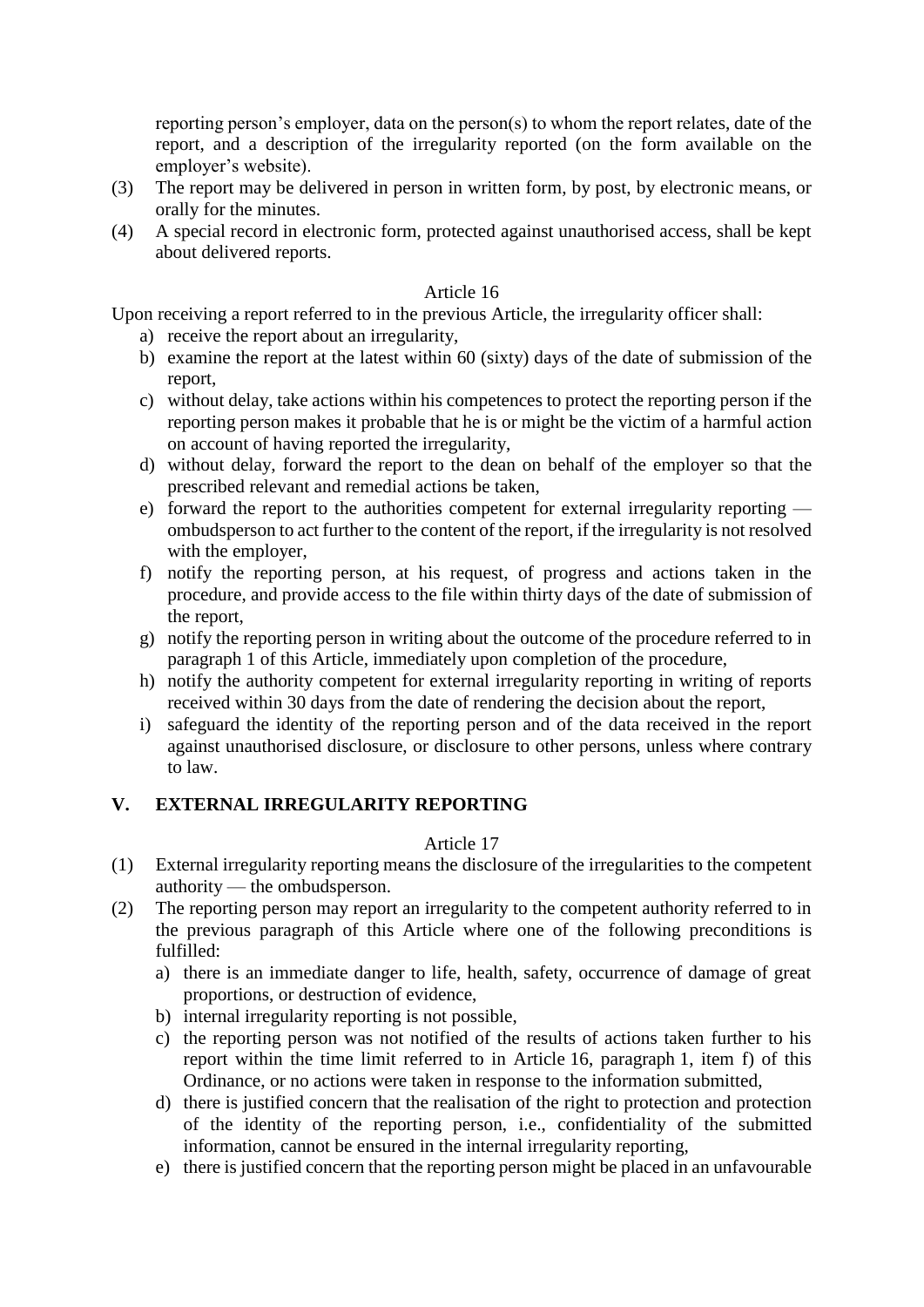reporting person's employer, data on the person(s) to whom the report relates, date of the report, and a description of the irregularity reported (on the form available on the employer's website).

(3) The report may be delivered in person in written form, by post, by electronic means, or orally for the minutes.

(4) A special record in electronic form, protected against unauthorised access, shall be kept about delivered reports.

Article 16

Upon receiving a report referred to in the previous Article, the irregularity officer shall:

a) receive the report about an irregularity,
b) examine the report at the latest within 60 (sixty) days of the date of submission of the report,
c) without delay, take actions within his competences to protect the reporting person if the reporting person makes it probable that he is or might be the victim of a harmful action on account of having reported the irregularity,
d) without delay, forward the report to the dean on behalf of the employer so that the prescribed relevant and remedial actions be taken,
e) forward the report to the authorities competent for external irregularity reporting — ombudsperson to act further to the content of the report, if the irregularity is not resolved with the employer,
f) notify the reporting person, at his request, of progress and actions taken in the procedure, and provide access to the file within thirty days of the date of submission of the report,
g) notify the reporting person in writing about the outcome of the procedure referred to in paragraph 1 of this Article, immediately upon completion of the procedure,
h) notify the authority competent for external irregularity reporting in writing of reports received within 30 days from the date of rendering the decision about the report,
i) safeguard the identity of the reporting person and of the data received in the report against unauthorised disclosure, or disclosure to other persons, unless where contrary to law.

## V. EXTERNAL IRREGULARITY REPORTING

Article 17

(1) External irregularity reporting means the disclosure of the irregularities to the competent authority — the ombudsperson.

(2) The reporting person may report an irregularity to the competent authority referred to in the previous paragraph of this Article where one of the following preconditions is fulfilled:

a) there is an immediate danger to life, health, safety, occurrence of damage of great proportions, or destruction of evidence,
b) internal irregularity reporting is not possible,
c) the reporting person was not notified of the results of actions taken further to his report within the time limit referred to in Article 16, paragraph 1, item f) of this Ordinance, or no actions were taken in response to the information submitted,
d) there is justified concern that the realisation of the right to protection and protection of the identity of the reporting person, i.e., confidentiality of the submitted information, cannot be ensured in the internal irregularity reporting,
e) there is justified concern that the reporting person might be placed in an unfavourable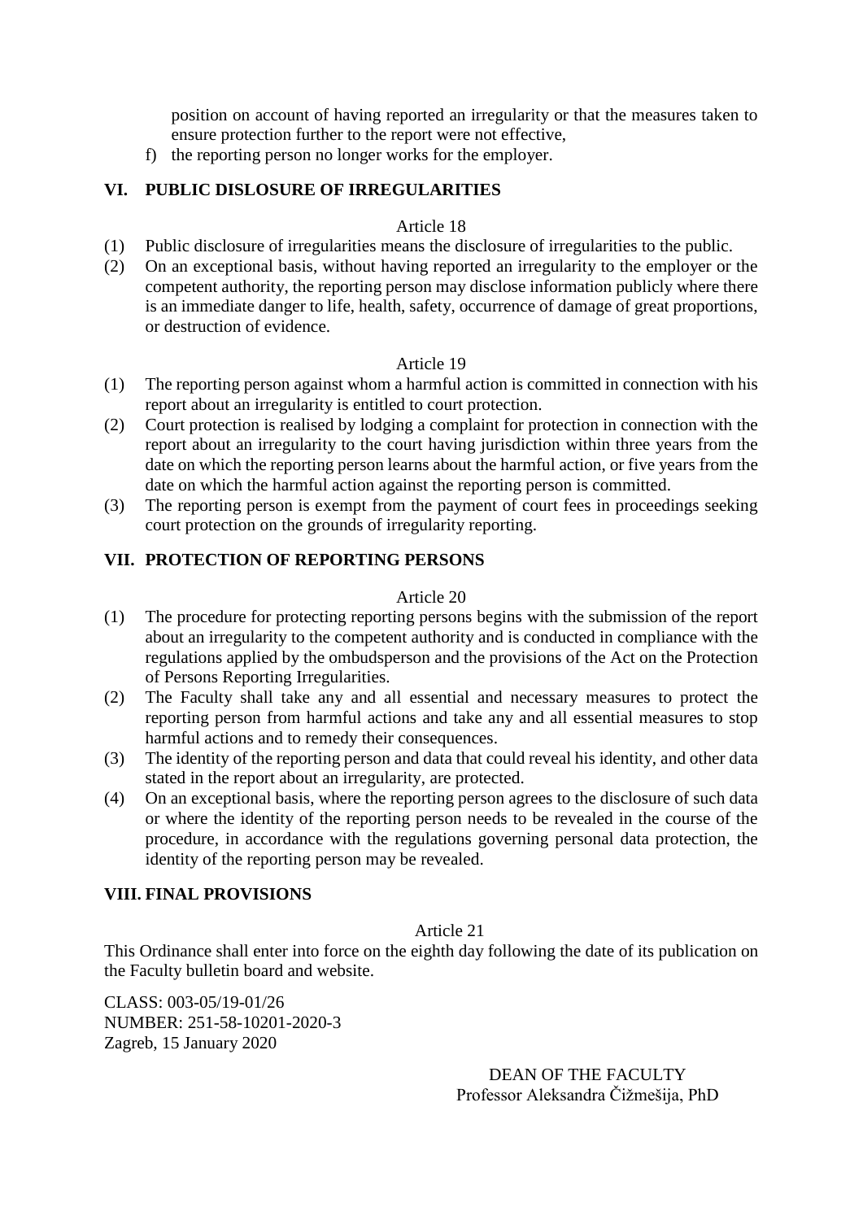position on account of having reported an irregularity or that the measures taken to ensure protection further to the report were not effective,

f) the reporting person no longer works for the employer.

## VI. PUBLIC DISLOSURE OF IRREGULARITIES

Article 18

(1) Public disclosure of irregularities means the disclosure of irregularities to the public.

(2) On an exceptional basis, without having reported an irregularity to the employer or the competent authority, the reporting person may disclose information publicly where there is an immediate danger to life, health, safety, occurrence of damage of great proportions, or destruction of evidence.

Article 19

(1) The reporting person against whom a harmful action is committed in connection with his report about an irregularity is entitled to court protection.

(2) Court protection is realised by lodging a complaint for protection in connection with the report about an irregularity to the court having jurisdiction within three years from the date on which the reporting person learns about the harmful action, or five years from the date on which the harmful action against the reporting person is committed.

(3) The reporting person is exempt from the payment of court fees in proceedings seeking court protection on the grounds of irregularity reporting.

## VII. PROTECTION OF REPORTING PERSONS

Article 20

(1) The procedure for protecting reporting persons begins with the submission of the report about an irregularity to the competent authority and is conducted in compliance with the regulations applied by the ombudsperson and the provisions of the Act on the Protection of Persons Reporting Irregularities.

(2) The Faculty shall take any and all essential and necessary measures to protect the reporting person from harmful actions and take any and all essential measures to stop harmful actions and to remedy their consequences.

(3) The identity of the reporting person and data that could reveal his identity, and other data stated in the report about an irregularity, are protected.

(4) On an exceptional basis, where the reporting person agrees to the disclosure of such data or where the identity of the reporting person needs to be revealed in the course of the procedure, in accordance with the regulations governing personal data protection, the identity of the reporting person may be revealed.

## VIII. FINAL PROVISIONS

Article 21

This Ordinance shall enter into force on the eighth day following the date of its publication on the Faculty bulletin board and website.

CLASS: 003-05/19-01/26
NUMBER: 251-58-10201-2020-3
Zagreb, 15 January 2020

DEAN OF THE FACULTY
Professor Aleksandra Čižmešija, PhD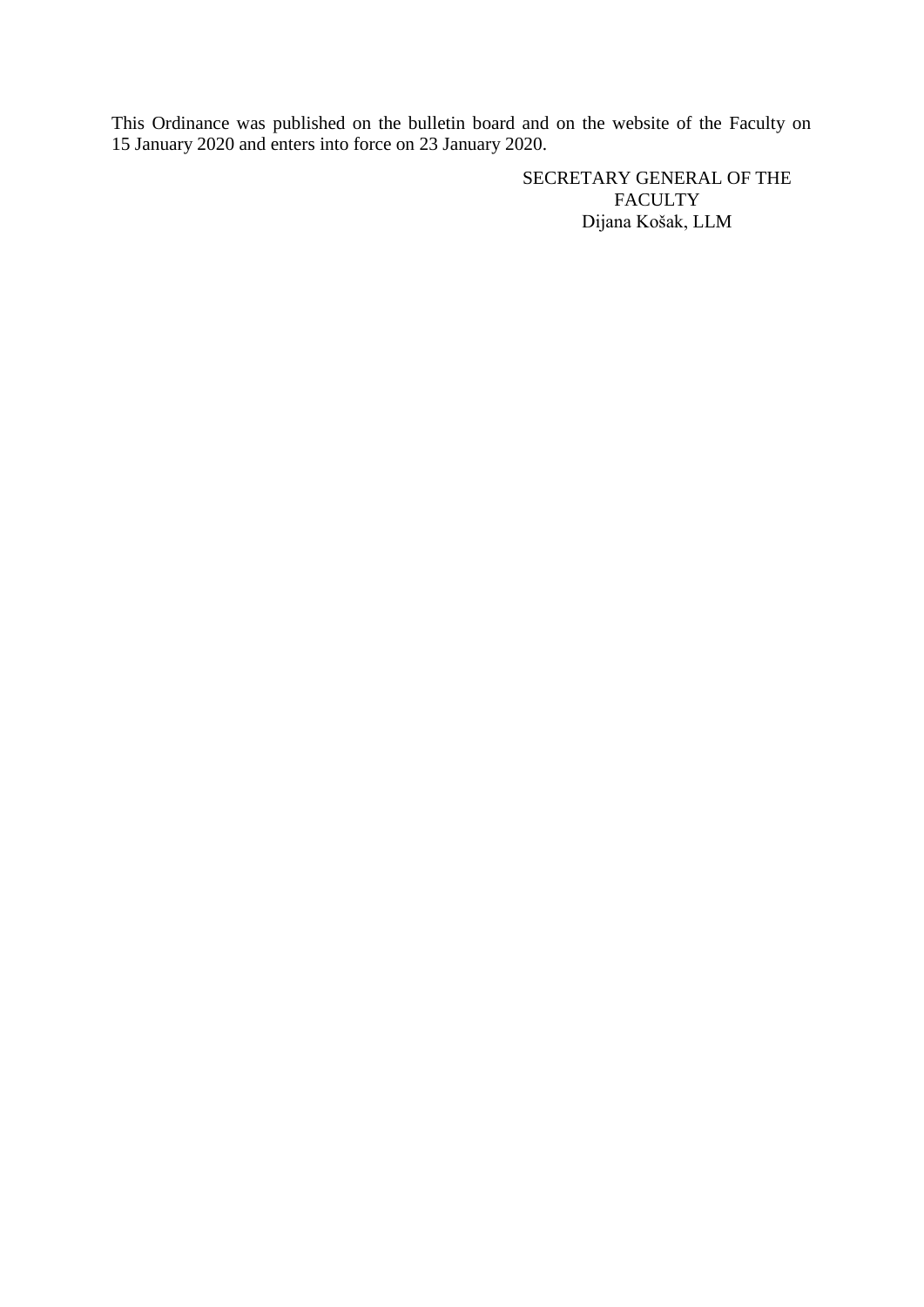This Ordinance was published on the bulletin board and on the website of the Faculty on 15 January 2020 and enters into force on 23 January 2020.

SECRETARY GENERAL OF THE FACULTY
Dijana Košak, LLM